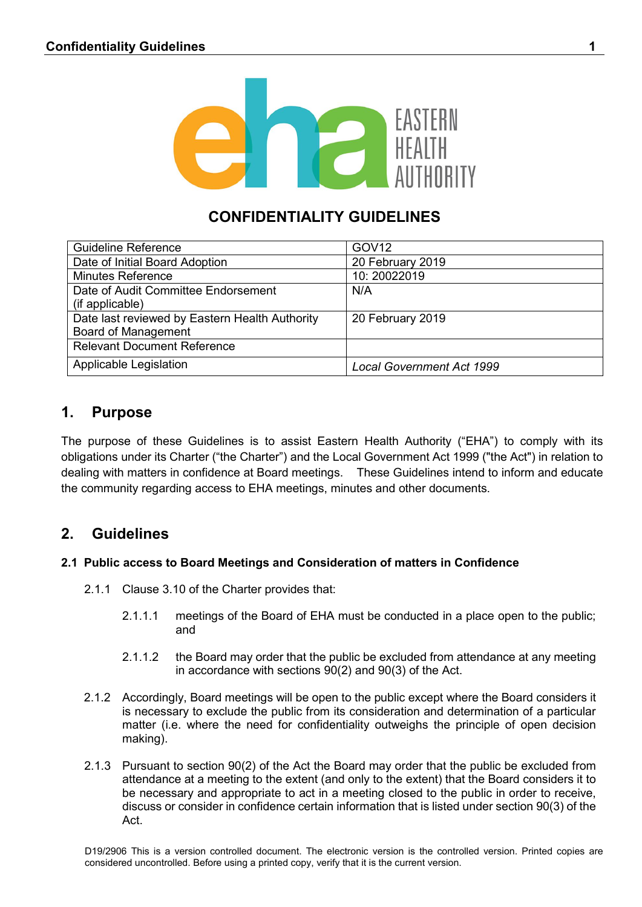EASTERN HEALTH AUTHORITY

# CONFIDENTIALITY GUIDELINES

| Guideline Reference | GOV12 |
|---|---|
| Date of Initial Board Adoption | 20 February 2019 |
| Minutes Reference | 10: 20022019 |
| Date of Audit Committee Endorsement (if applicable) | N/A |
| Date last reviewed by Eastern Health Authority Board of Management | 20 February 2019 |
| Relevant Document Reference | |
| Applicable Legislation | *Local Government Act 1999* |

## 1. Purpose

The purpose of these Guidelines is to assist Eastern Health Authority ("EHA") to comply with its obligations under its Charter ("the Charter") and the Local Government Act 1999 ("the Act") in relation to dealing with matters in confidence at Board meetings. These Guidelines intend to inform and educate the community regarding access to EHA meetings, minutes and other documents.

## 2. Guidelines

### 2.1 Public access to Board Meetings and Consideration of matters in Confidence

2.1.1 Clause 3.10 of the Charter provides that:

2.1.1.1 meetings of the Board of EHA must be conducted in a place open to the public; and

2.1.1.2 the Board may order that the public be excluded from attendance at any meeting in accordance with sections 90(2) and 90(3) of the Act.

2.1.2 Accordingly, Board meetings will be open to the public except where the Board considers it is necessary to exclude the public from its consideration and determination of a particular matter (i.e. where the need for confidentiality outweighs the principle of open decision making).

2.1.3 Pursuant to section 90(2) of the Act the Board may order that the public be excluded from attendance at a meeting to the extent (and only to the extent) that the Board considers it to be necessary and appropriate to act in a meeting closed to the public in order to receive, discuss or consider in confidence certain information that is listed under section 90(3) of the Act.

D19/2906 This is a version controlled document. The electronic version is the controlled version. Printed copies are considered uncontrolled. Before using a printed copy, verify that it is the current version.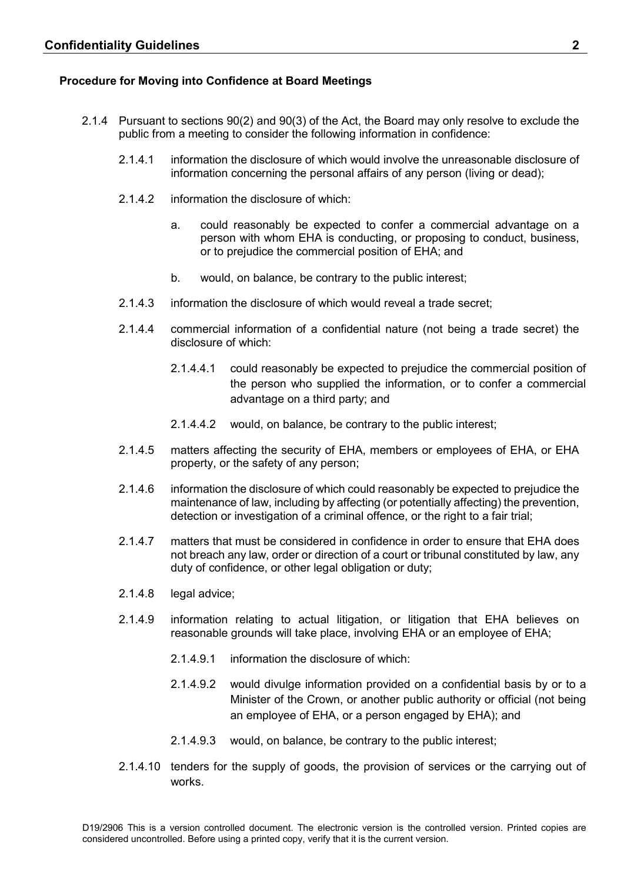### Procedure for Moving into Confidence at Board Meetings

2.1.4 Pursuant to sections 90(2) and 90(3) of the Act, the Board may only resolve to exclude the public from a meeting to consider the following information in confidence:

2.1.4.1 information the disclosure of which would involve the unreasonable disclosure of information concerning the personal affairs of any person (living or dead);

2.1.4.2 information the disclosure of which:

a. could reasonably be expected to confer a commercial advantage on a person with whom EHA is conducting, or proposing to conduct, business, or to prejudice the commercial position of EHA; and

b. would, on balance, be contrary to the public interest;

2.1.4.3 information the disclosure of which would reveal a trade secret;

2.1.4.4 commercial information of a confidential nature (not being a trade secret) the disclosure of which:

2.1.4.4.1 could reasonably be expected to prejudice the commercial position of the person who supplied the information, or to confer a commercial advantage on a third party; and

2.1.4.4.2 would, on balance, be contrary to the public interest;

2.1.4.5 matters affecting the security of EHA, members or employees of EHA, or EHA property, or the safety of any person;

2.1.4.6 information the disclosure of which could reasonably be expected to prejudice the maintenance of law, including by affecting (or potentially affecting) the prevention, detection or investigation of a criminal offence, or the right to a fair trial;

2.1.4.7 matters that must be considered in confidence in order to ensure that EHA does not breach any law, order or direction of a court or tribunal constituted by law, any duty of confidence, or other legal obligation or duty;

2.1.4.8 legal advice;

2.1.4.9 information relating to actual litigation, or litigation that EHA believes on reasonable grounds will take place, involving EHA or an employee of EHA;

2.1.4.9.1 information the disclosure of which:

2.1.4.9.2 would divulge information provided on a confidential basis by or to a Minister of the Crown, or another public authority or official (not being an employee of EHA, or a person engaged by EHA); and

2.1.4.9.3 would, on balance, be contrary to the public interest;

2.1.4.10 tenders for the supply of goods, the provision of services or the carrying out of works.

D19/2906 This is a version controlled document. The electronic version is the controlled version. Printed copies are considered uncontrolled. Before using a printed copy, verify that it is the current version.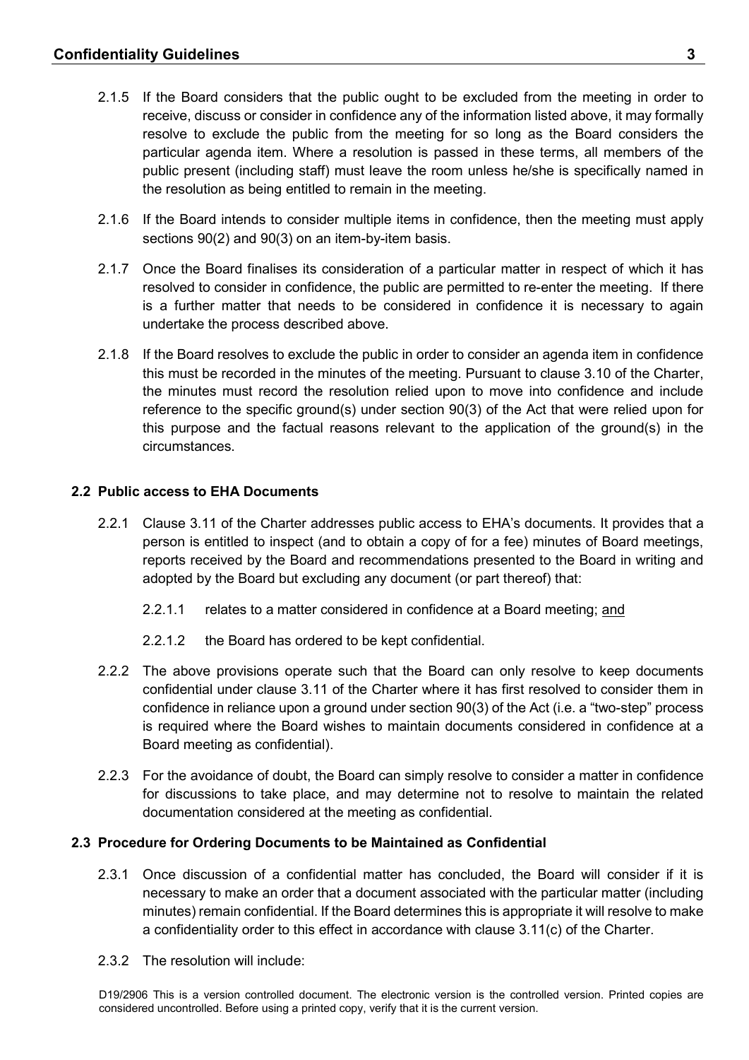2.1.5 If the Board considers that the public ought to be excluded from the meeting in order to receive, discuss or consider in confidence any of the information listed above, it may formally resolve to exclude the public from the meeting for so long as the Board considers the particular agenda item. Where a resolution is passed in these terms, all members of the public present (including staff) must leave the room unless he/she is specifically named in the resolution as being entitled to remain in the meeting.

2.1.6 If the Board intends to consider multiple items in confidence, then the meeting must apply sections 90(2) and 90(3) on an item-by-item basis.

2.1.7 Once the Board finalises its consideration of a particular matter in respect of which it has resolved to consider in confidence, the public are permitted to re-enter the meeting. If there is a further matter that needs to be considered in confidence it is necessary to again undertake the process described above.

2.1.8 If the Board resolves to exclude the public in order to consider an agenda item in confidence this must be recorded in the minutes of the meeting. Pursuant to clause 3.10 of the Charter, the minutes must record the resolution relied upon to move into confidence and include reference to the specific ground(s) under section 90(3) of the Act that were relied upon for this purpose and the factual reasons relevant to the application of the ground(s) in the circumstances.

### 2.2 Public access to EHA Documents

2.2.1 Clause 3.11 of the Charter addresses public access to EHA's documents. It provides that a person is entitled to inspect (and to obtain a copy of for a fee) minutes of Board meetings, reports received by the Board and recommendations presented to the Board in writing and adopted by the Board but excluding any document (or part thereof) that:

- 2.2.1.1 relates to a matter considered in confidence at a Board meeting; <u>and</u>
- 2.2.1.2 the Board has ordered to be kept confidential.

2.2.2 The above provisions operate such that the Board can only resolve to keep documents confidential under clause 3.11 of the Charter where it has first resolved to consider them in confidence in reliance upon a ground under section 90(3) of the Act (i.e. a "two-step" process is required where the Board wishes to maintain documents considered in confidence at a Board meeting as confidential).

2.2.3 For the avoidance of doubt, the Board can simply resolve to consider a matter in confidence for discussions to take place, and may determine not to resolve to maintain the related documentation considered at the meeting as confidential.

### 2.3 Procedure for Ordering Documents to be Maintained as Confidential

2.3.1 Once discussion of a confidential matter has concluded, the Board will consider if it is necessary to make an order that a document associated with the particular matter (including minutes) remain confidential. If the Board determines this is appropriate it will resolve to make a confidentiality order to this effect in accordance with clause 3.11(c) of the Charter.

2.3.2 The resolution will include: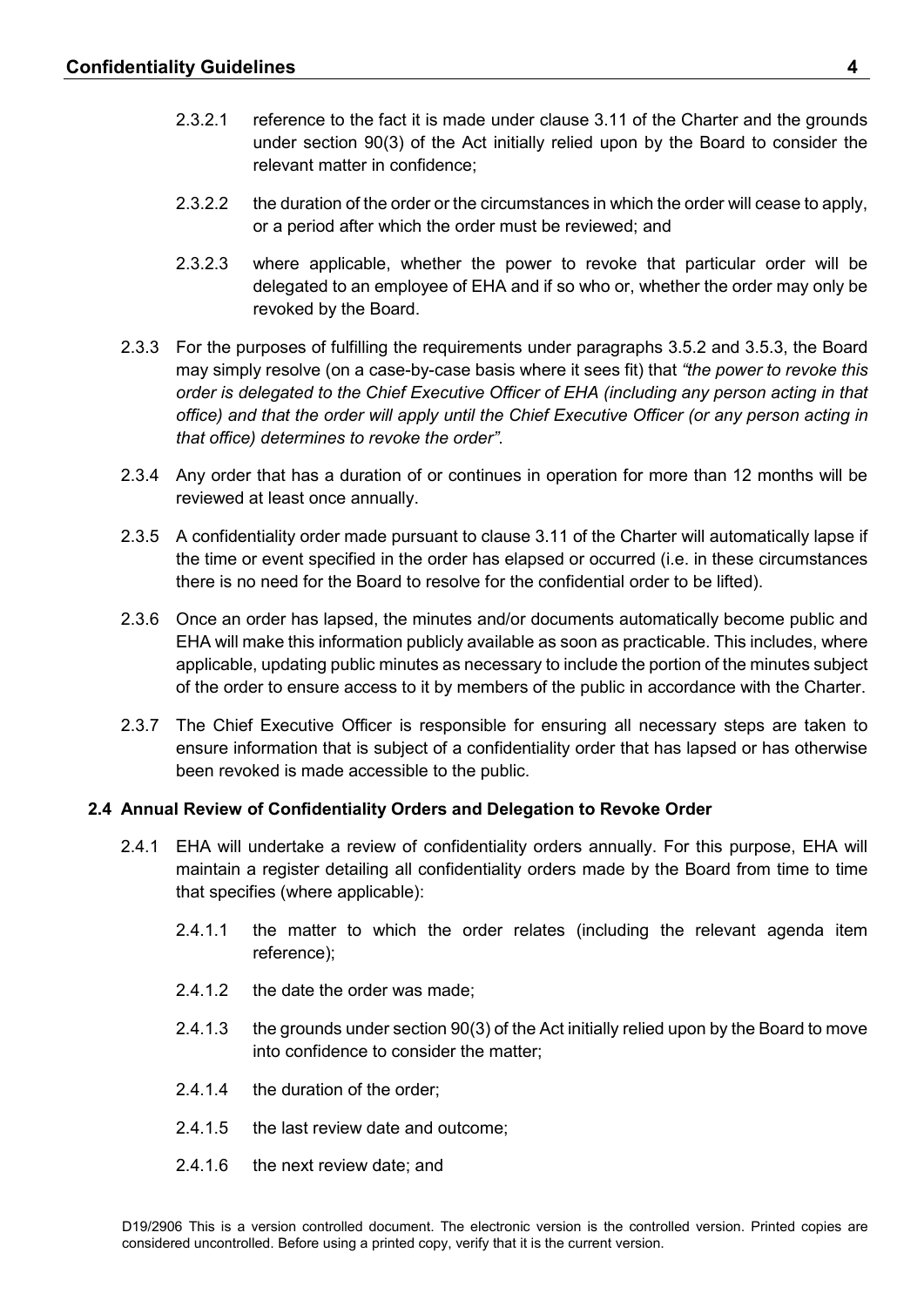2.3.2.1 reference to the fact it is made under clause 3.11 of the Charter and the grounds under section 90(3) of the Act initially relied upon by the Board to consider the relevant matter in confidence;

2.3.2.2 the duration of the order or the circumstances in which the order will cease to apply, or a period after which the order must be reviewed; and

2.3.2.3 where applicable, whether the power to revoke that particular order will be delegated to an employee of EHA and if so who or, whether the order may only be revoked by the Board.

2.3.3 For the purposes of fulfilling the requirements under paragraphs 3.5.2 and 3.5.3, the Board may simply resolve (on a case-by-case basis where it sees fit) that *"the power to revoke this order is delegated to the Chief Executive Officer of EHA (including any person acting in that office) and that the order will apply until the Chief Executive Officer (or any person acting in that office) determines to revoke the order"*.

2.3.4 Any order that has a duration of or continues in operation for more than 12 months will be reviewed at least once annually.

2.3.5 A confidentiality order made pursuant to clause 3.11 of the Charter will automatically lapse if the time or event specified in the order has elapsed or occurred (i.e. in these circumstances there is no need for the Board to resolve for the confidential order to be lifted).

2.3.6 Once an order has lapsed, the minutes and/or documents automatically become public and EHA will make this information publicly available as soon as practicable. This includes, where applicable, updating public minutes as necessary to include the portion of the minutes subject of the order to ensure access to it by members of the public in accordance with the Charter.

2.3.7 The Chief Executive Officer is responsible for ensuring all necessary steps are taken to ensure information that is subject of a confidentiality order that has lapsed or has otherwise been revoked is made accessible to the public.

### 2.4 Annual Review of Confidentiality Orders and Delegation to Revoke Order

2.4.1 EHA will undertake a review of confidentiality orders annually. For this purpose, EHA will maintain a register detailing all confidentiality orders made by the Board from time to time that specifies (where applicable):

2.4.1.1 the matter to which the order relates (including the relevant agenda item reference);

2.4.1.2 the date the order was made;

2.4.1.3 the grounds under section 90(3) of the Act initially relied upon by the Board to move into confidence to consider the matter;

2.4.1.4 the duration of the order;

2.4.1.5 the last review date and outcome;

2.4.1.6 the next review date; and

D19/2906 This is a version controlled document. The electronic version is the controlled version. Printed copies are considered uncontrolled. Before using a printed copy, verify that it is the current version.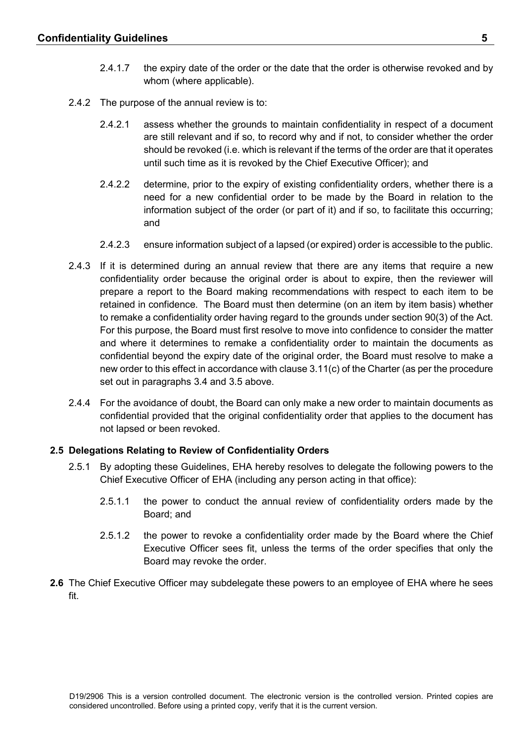2.4.1.7 the expiry date of the order or the date that the order is otherwise revoked and by whom (where applicable).

2.4.2 The purpose of the annual review is to:

2.4.2.1 assess whether the grounds to maintain confidentiality in respect of a document are still relevant and if so, to record why and if not, to consider whether the order should be revoked (i.e. which is relevant if the terms of the order are that it operates until such time as it is revoked by the Chief Executive Officer); and

2.4.2.2 determine, prior to the expiry of existing confidentiality orders, whether there is a need for a new confidential order to be made by the Board in relation to the information subject of the order (or part of it) and if so, to facilitate this occurring; and

2.4.2.3 ensure information subject of a lapsed (or expired) order is accessible to the public.

2.4.3 If it is determined during an annual review that there are any items that require a new confidentiality order because the original order is about to expire, then the reviewer will prepare a report to the Board making recommendations with respect to each item to be retained in confidence. The Board must then determine (on an item by item basis) whether to remake a confidentiality order having regard to the grounds under section 90(3) of the Act. For this purpose, the Board must first resolve to move into confidence to consider the matter and where it determines to remake a confidentiality order to maintain the documents as confidential beyond the expiry date of the original order, the Board must resolve to make a new order to this effect in accordance with clause 3.11(c) of the Charter (as per the procedure set out in paragraphs 3.4 and 3.5 above.

2.4.4 For the avoidance of doubt, the Board can only make a new order to maintain documents as confidential provided that the original confidentiality order that applies to the document has not lapsed or been revoked.

### 2.5 Delegations Relating to Review of Confidentiality Orders

2.5.1 By adopting these Guidelines, EHA hereby resolves to delegate the following powers to the Chief Executive Officer of EHA (including any person acting in that office):

2.5.1.1 the power to conduct the annual review of confidentiality orders made by the Board; and

2.5.1.2 the power to revoke a confidentiality order made by the Board where the Chief Executive Officer sees fit, unless the terms of the order specifies that only the Board may revoke the order.

**2.6** The Chief Executive Officer may subdelegate these powers to an employee of EHA where he sees fit.

D19/2906 This is a version controlled document. The electronic version is the controlled version. Printed copies are considered uncontrolled. Before using a printed copy, verify that it is the current version.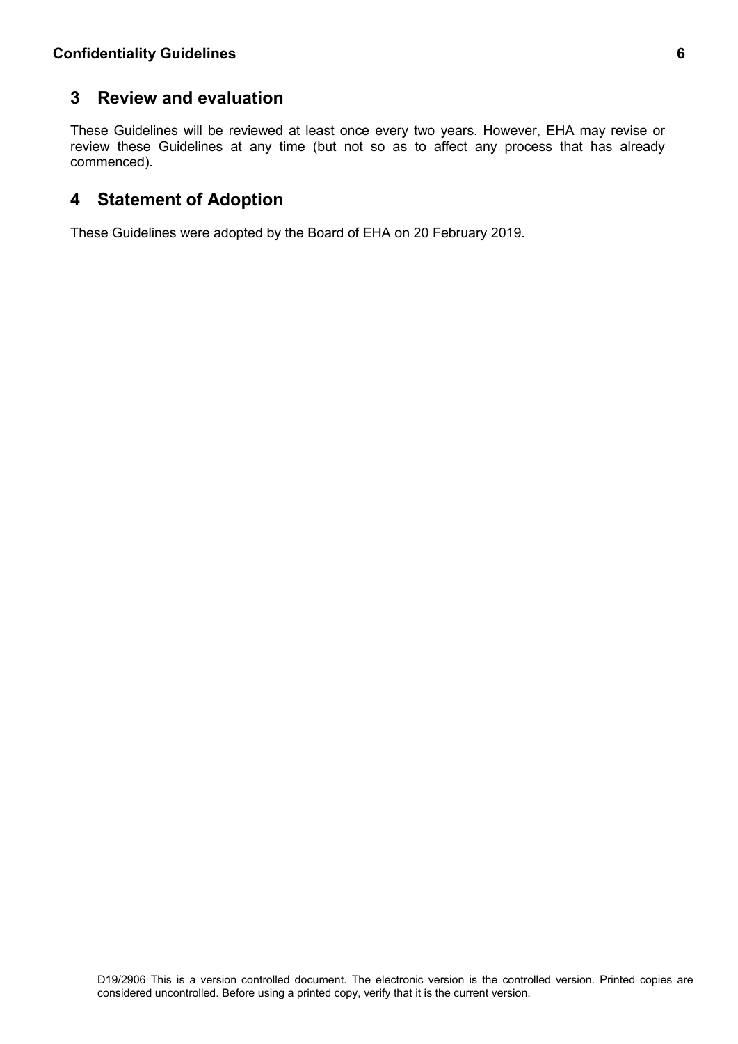## 3 Review and evaluation

These Guidelines will be reviewed at least once every two years. However, EHA may revise or review these Guidelines at any time (but not so as to affect any process that has already commenced).

## 4 Statement of Adoption

These Guidelines were adopted by the Board of EHA on 20 February 2019.

D19/2906 This is a version controlled document. The electronic version is the controlled version. Printed copies are considered uncontrolled. Before using a printed copy, verify that it is the current version.